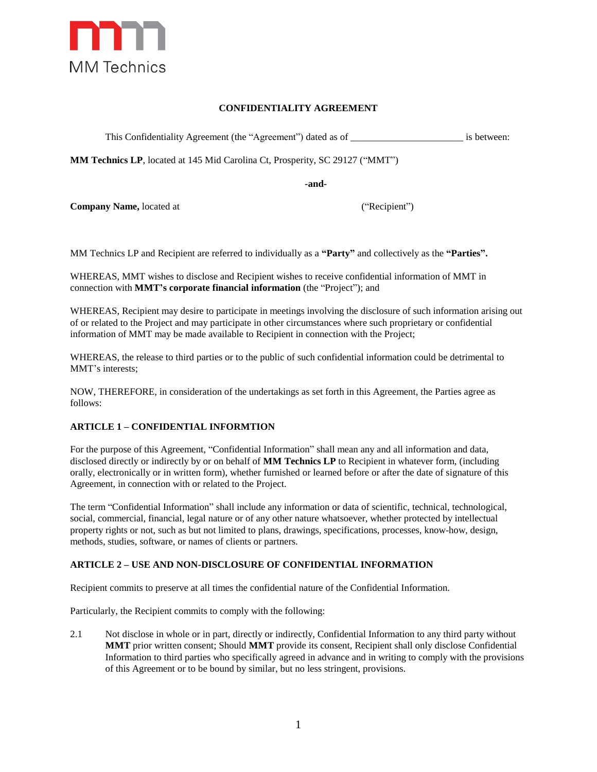MM Technics

**CONFIDENTIALITY AGREEMENT**

This Confidentiality Agreement (the "Agreement") dated as of _______________________ is between:

**MM Technics LP**, located at 145 Mid Carolina Ct, Prosperity, SC 29127 ("MMT")

**-and-**

**Company Name,** located at ("Recipient")

MM Technics LP and Recipient are referred to individually as a **"Party"** and collectively as the **"Parties".**

WHEREAS, MMT wishes to disclose and Recipient wishes to receive confidential information of MMT in connection with **MMT's corporate financial information** (the "Project"); and

WHEREAS, Recipient may desire to participate in meetings involving the disclosure of such information arising out of or related to the Project and may participate in other circumstances where such proprietary or confidential information of MMT may be made available to Recipient in connection with the Project;

WHEREAS, the release to third parties or to the public of such confidential information could be detrimental to MMT's interests;

NOW, THEREFORE, in consideration of the undertakings as set forth in this Agreement, the Parties agree as follows:

**ARTICLE 1 – CONFIDENTIAL INFORMTION**

For the purpose of this Agreement, "Confidential Information" shall mean any and all information and data, disclosed directly or indirectly by or on behalf of **MM Technics LP** to Recipient in whatever form, (including orally, electronically or in written form), whether furnished or learned before or after the date of signature of this Agreement, in connection with or related to the Project.

The term "Confidential Information" shall include any information or data of scientific, technical, technological, social, commercial, financial, legal nature or of any other nature whatsoever, whether protected by intellectual property rights or not, such as but not limited to plans, drawings, specifications, processes, know-how, design, methods, studies, software, or names of clients or partners.

**ARTICLE 2 – USE AND NON-DISCLOSURE OF CONFIDENTIAL INFORMATION**

Recipient commits to preserve at all times the confidential nature of the Confidential Information.

Particularly, the Recipient commits to comply with the following:

2.1 Not disclose in whole or in part, directly or indirectly, Confidential Information to any third party without **MMT** prior written consent; Should **MMT** provide its consent, Recipient shall only disclose Confidential Information to third parties who specifically agreed in advance and in writing to comply with the provisions of this Agreement or to be bound by similar, but no less stringent, provisions.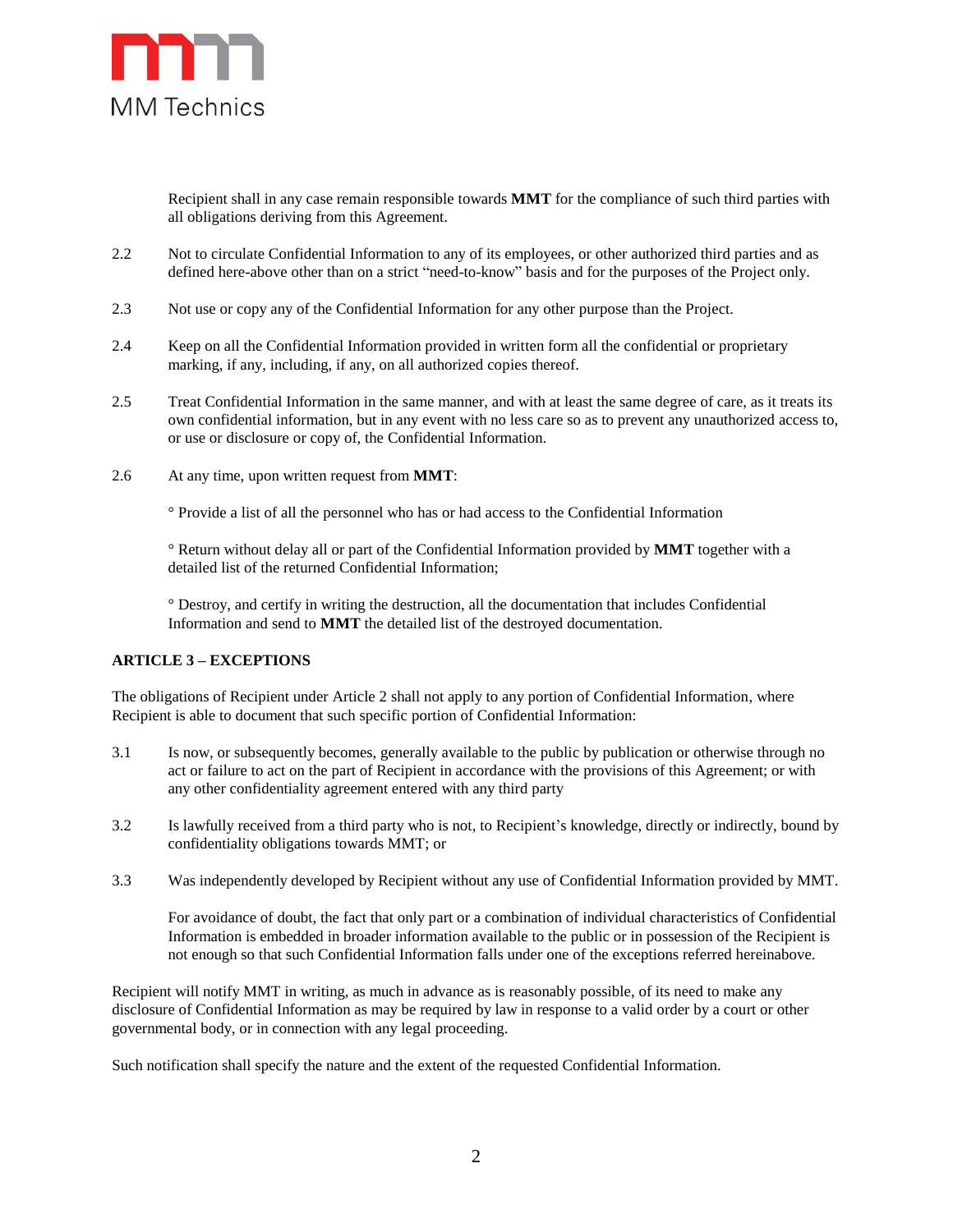Recipient shall in any case remain responsible towards **MMT** for the compliance of such third parties with all obligations deriving from this Agreement.

2.2 Not to circulate Confidential Information to any of its employees, or other authorized third parties and as defined here-above other than on a strict “need-to-know” basis and for the purposes of the Project only.

2.3 Not use or copy any of the Confidential Information for any other purpose than the Project.

2.4 Keep on all the Confidential Information provided in written form all the confidential or proprietary marking, if any, including, if any, on all authorized copies thereof.

2.5 Treat Confidential Information in the same manner, and with at least the same degree of care, as it treats its own confidential information, but in any event with no less care so as to prevent any unauthorized access to, or use or disclosure or copy of, the Confidential Information.

2.6 At any time, upon written request from **MMT**:

° Provide a list of all the personnel who has or had access to the Confidential Information

° Return without delay all or part of the Confidential Information provided by **MMT** together with a detailed list of the returned Confidential Information;

° Destroy, and certify in writing the destruction, all the documentation that includes Confidential Information and send to **MMT** the detailed list of the destroyed documentation.

**ARTICLE 3 – EXCEPTIONS**

The obligations of Recipient under Article 2 shall not apply to any portion of Confidential Information, where Recipient is able to document that such specific portion of Confidential Information:

3.1 Is now, or subsequently becomes, generally available to the public by publication or otherwise through no act or failure to act on the part of Recipient in accordance with the provisions of this Agreement; or with any other confidentiality agreement entered with any third party

3.2 Is lawfully received from a third party who is not, to Recipient’s knowledge, directly or indirectly, bound by confidentiality obligations towards MMT; or

3.3 Was independently developed by Recipient without any use of Confidential Information provided by MMT.

For avoidance of doubt, the fact that only part or a combination of individual characteristics of Confidential Information is embedded in broader information available to the public or in possession of the Recipient is not enough so that such Confidential Information falls under one of the exceptions referred hereinabove.

Recipient will notify MMT in writing, as much in advance as is reasonably possible, of its need to make any disclosure of Confidential Information as may be required by law in response to a valid order by a court or other governmental body, or in connection with any legal proceeding.

Such notification shall specify the nature and the extent of the requested Confidential Information.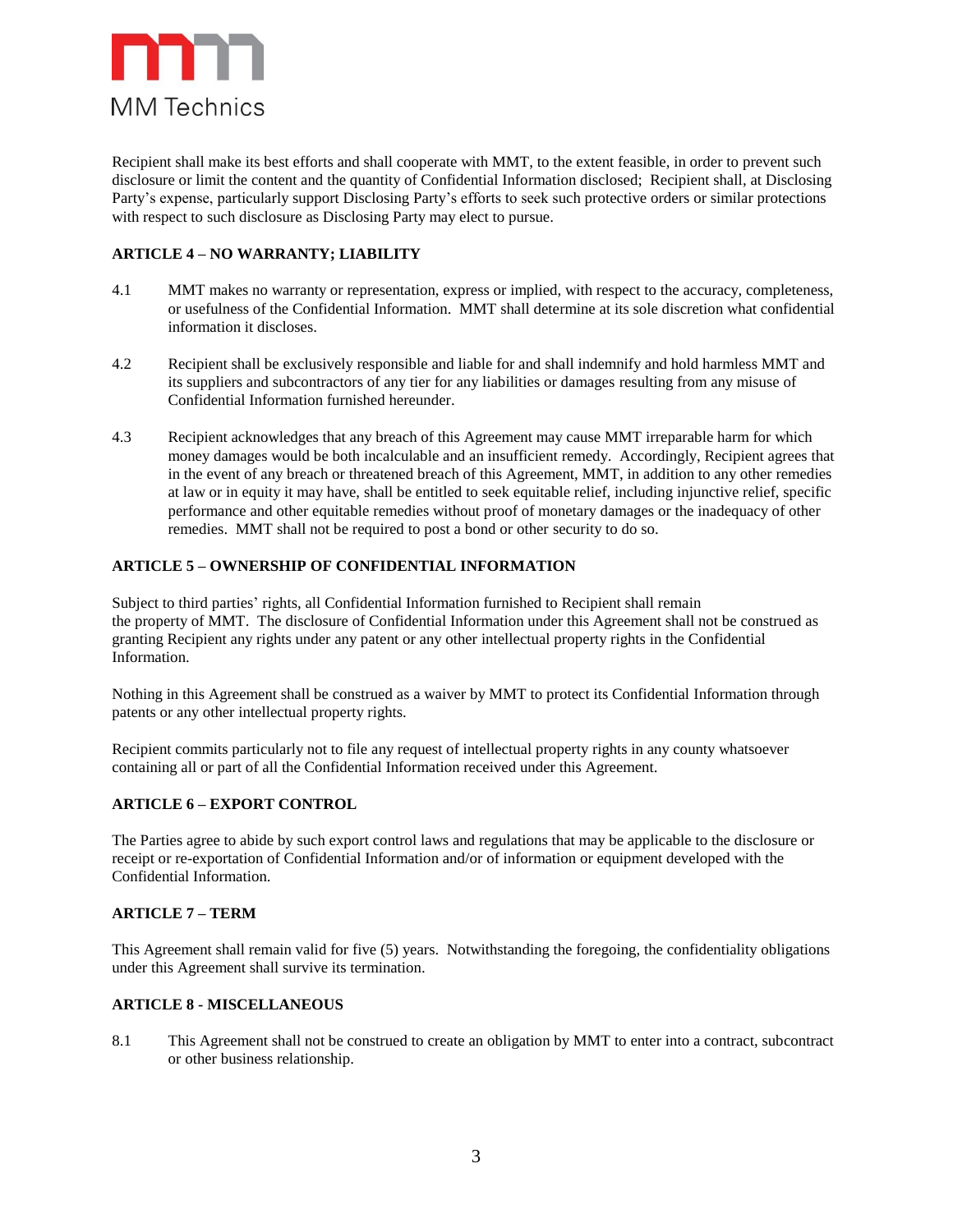Recipient shall make its best efforts and shall cooperate with MMT, to the extent feasible, in order to prevent such disclosure or limit the content and the quantity of Confidential Information disclosed; Recipient shall, at Disclosing Party's expense, particularly support Disclosing Party's efforts to seek such protective orders or similar protections with respect to such disclosure as Disclosing Party may elect to pursue.

**ARTICLE 4 – NO WARRANTY; LIABILITY**

4.1 MMT makes no warranty or representation, express or implied, with respect to the accuracy, completeness, or usefulness of the Confidential Information. MMT shall determine at its sole discretion what confidential information it discloses.

4.2 Recipient shall be exclusively responsible and liable for and shall indemnify and hold harmless MMT and its suppliers and subcontractors of any tier for any liabilities or damages resulting from any misuse of Confidential Information furnished hereunder.

4.3 Recipient acknowledges that any breach of this Agreement may cause MMT irreparable harm for which money damages would be both incalculable and an insufficient remedy. Accordingly, Recipient agrees that in the event of any breach or threatened breach of this Agreement, MMT, in addition to any other remedies at law or in equity it may have, shall be entitled to seek equitable relief, including injunctive relief, specific performance and other equitable remedies without proof of monetary damages or the inadequacy of other remedies. MMT shall not be required to post a bond or other security to do so.

**ARTICLE 5 – OWNERSHIP OF CONFIDENTIAL INFORMATION**

Subject to third parties' rights, all Confidential Information furnished to Recipient shall remain the property of MMT. The disclosure of Confidential Information under this Agreement shall not be construed as granting Recipient any rights under any patent or any other intellectual property rights in the Confidential Information.

Nothing in this Agreement shall be construed as a waiver by MMT to protect its Confidential Information through patents or any other intellectual property rights.

Recipient commits particularly not to file any request of intellectual property rights in any county whatsoever containing all or part of all the Confidential Information received under this Agreement.

**ARTICLE 6 – EXPORT CONTROL**

The Parties agree to abide by such export control laws and regulations that may be applicable to the disclosure or receipt or re-exportation of Confidential Information and/or of information or equipment developed with the Confidential Information.

**ARTICLE 7 – TERM**

This Agreement shall remain valid for five (5) years. Notwithstanding the foregoing, the confidentiality obligations under this Agreement shall survive its termination.

**ARTICLE 8 - MISCELLANEOUS**

8.1 This Agreement shall not be construed to create an obligation by MMT to enter into a contract, subcontract or other business relationship.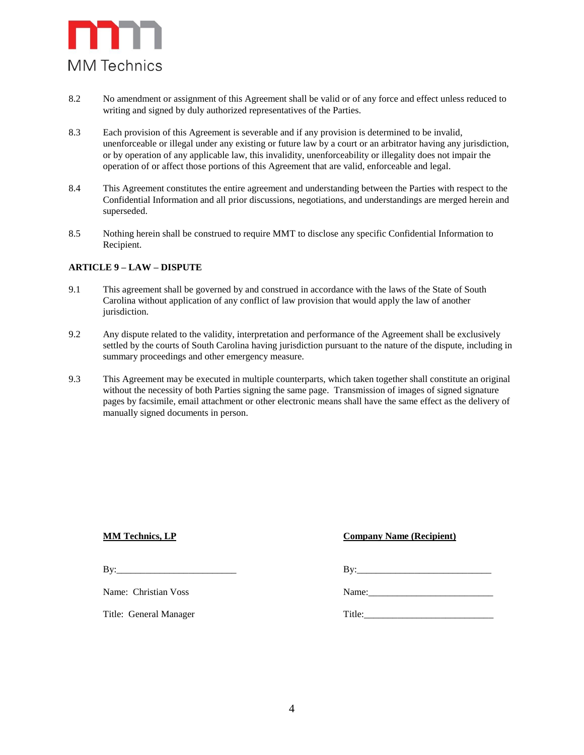MM Technics

8.2 No amendment or assignment of this Agreement shall be valid or of any force and effect unless reduced to writing and signed by duly authorized representatives of the Parties.

8.3 Each provision of this Agreement is severable and if any provision is determined to be invalid, unenforceable or illegal under any existing or future law by a court or an arbitrator having any jurisdiction, or by operation of any applicable law, this invalidity, unenforceability or illegality does not impair the operation of or affect those portions of this Agreement that are valid, enforceable and legal.

8.4 This Agreement constitutes the entire agreement and understanding between the Parties with respect to the Confidential Information and all prior discussions, negotiations, and understandings are merged herein and superseded.

8.5 Nothing herein shall be construed to require MMT to disclose any specific Confidential Information to Recipient.

**ARTICLE 9 – LAW – DISPUTE**

9.1 This agreement shall be governed by and construed in accordance with the laws of the State of South Carolina without application of any conflict of law provision that would apply the law of another jurisdiction.

9.2 Any dispute related to the validity, interpretation and performance of the Agreement shall be exclusively settled by the courts of South Carolina having jurisdiction pursuant to the nature of the dispute, including in summary proceedings and other emergency measure.

9.3 This Agreement may be executed in multiple counterparts, which taken together shall constitute an original without the necessity of both Parties signing the same page. Transmission of images of signed signature pages by facsimile, email attachment or other electronic means shall have the same effect as the delivery of manually signed documents in person.

**MM Technics, LP**

By:\_\_\_\_\_\_\_\_\_\_\_\_\_\_\_\_\_\_\_\_\_\_\_\_\_

Name: Christian Voss

Title: General Manager

**Company Name (Recipient)**

By:\_\_\_\_\_\_\_\_\_\_\_\_\_\_\_\_\_\_\_\_\_\_\_\_\_\_\_\_

Name:\_\_\_\_\_\_\_\_\_\_\_\_\_\_\_\_\_\_\_\_\_\_\_\_\_\_

Title:\_\_\_\_\_\_\_\_\_\_\_\_\_\_\_\_\_\_\_\_\_\_\_\_\_\_\_